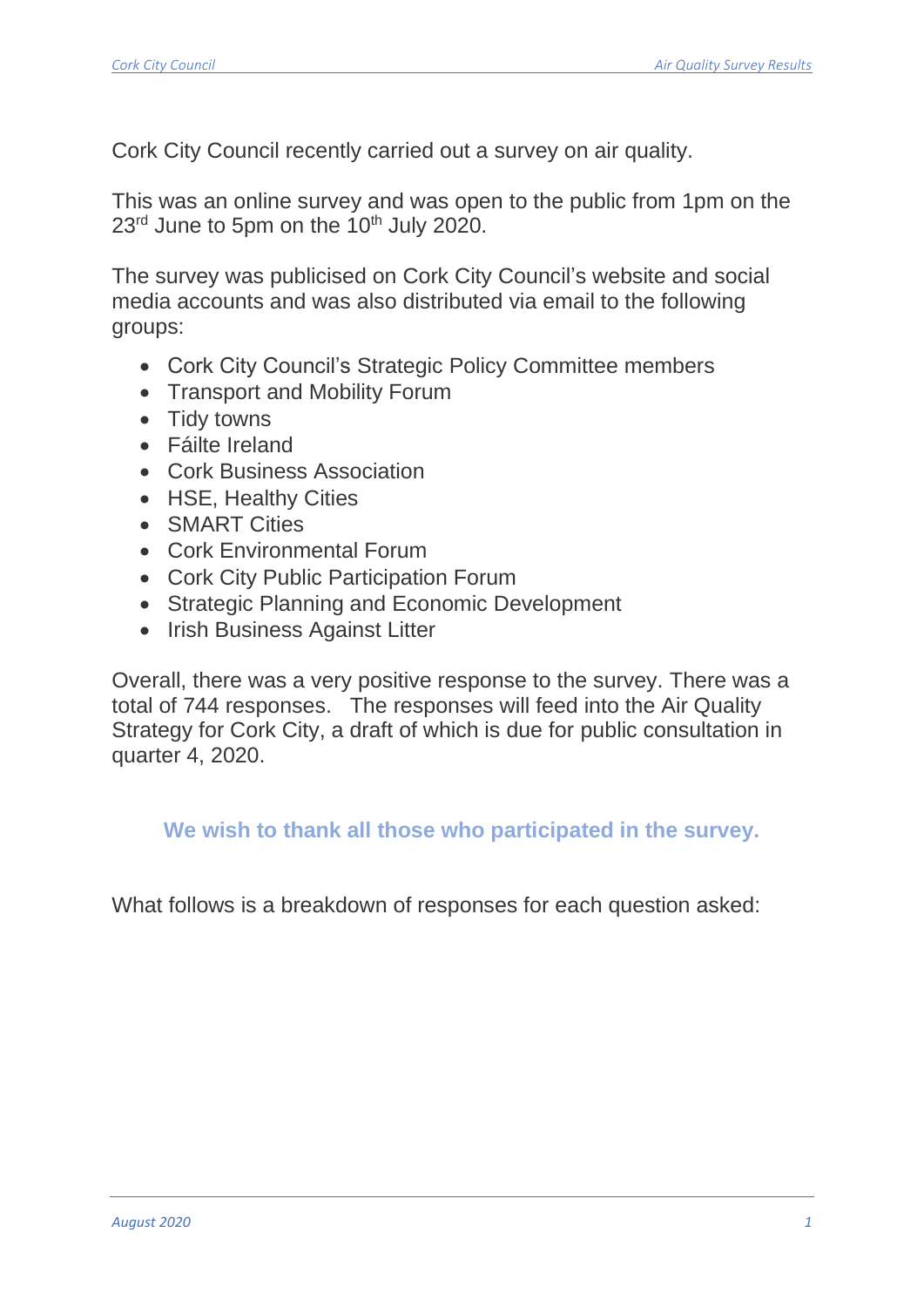Cork City Council recently carried out a survey on air quality.

This was an online survey and was open to the public from 1pm on the 23rd June to 5pm on the 10th July 2020.

The survey was publicised on Cork City Council's website and social media accounts and was also distributed via email to the following groups:

- Cork City Council's Strategic Policy Committee members
- Transport and Mobility Forum
- Tidy towns
- Fáilte Ireland
- Cork Business Association
- HSE, Healthy Cities
- SMART Cities
- Cork Environmental Forum
- Cork City Public Participation Forum
- Strategic Planning and Economic Development
- Irish Business Against Litter

Overall, there was a very positive response to the survey. There was a total of 744 responses. The responses will feed into the Air Quality Strategy for Cork City, a draft of which is due for public consultation in quarter 4, 2020.

**We wish to thank all those who participated in the survey.**

What follows is a breakdown of responses for each question asked: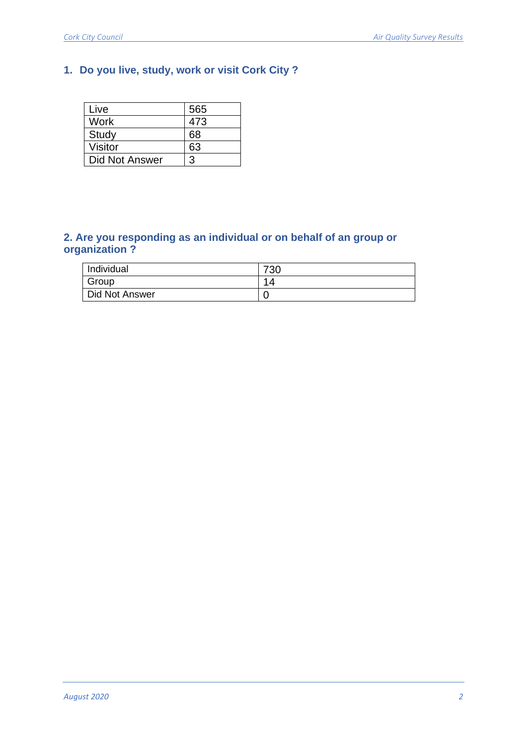## 1. Do you live, study, work or visit Cork City ?

| | |
|---|---|
| Live | 565 |
| Work | 473 |
| Study | 68 |
| Visitor | 63 |
| Did Not Answer | 3 |

## 2. Are you responding as an individual or on behalf of an group or organization ?

| | |
|---|---|
| Individual | 730 |
| Group | 14 |
| Did Not Answer | 0 |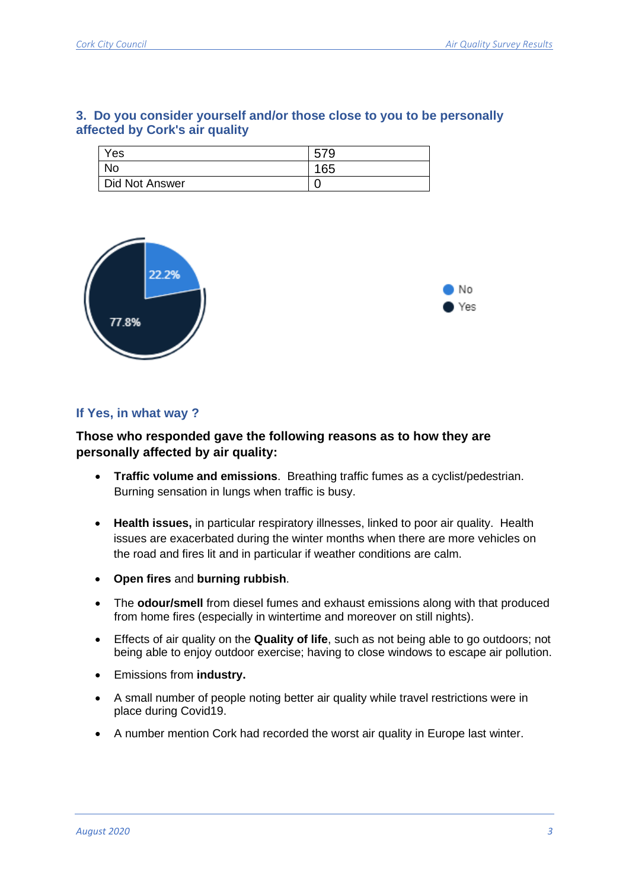### 3. Do you consider yourself and/or those close to you to be personally affected by Cork's air quality

| Yes | 579 |
|---|---|
| No | 165 |
| Did Not Answer | 0 |

### If Yes, in what way ?

**Those who responded gave the following reasons as to how they are personally affected by air quality:**

- **Traffic volume and emissions**. Breathing traffic fumes as a cyclist/pedestrian. Burning sensation in lungs when traffic is busy.
- **Health issues,** in particular respiratory illnesses, linked to poor air quality. Health issues are exacerbated during the winter months when there are more vehicles on the road and fires lit and in particular if weather conditions are calm.
- **Open fires** and **burning rubbish**.
- The **odour/smell** from diesel fumes and exhaust emissions along with that produced from home fires (especially in wintertime and moreover on still nights).
- Effects of air quality on the **Quality of life**, such as not being able to go outdoors; not being able to enjoy outdoor exercise; having to close windows to escape air pollution.
- Emissions from **industry.**
- A small number of people noting better air quality while travel restrictions were in place during Covid19.
- A number mention Cork had recorded the worst air quality in Europe last winter.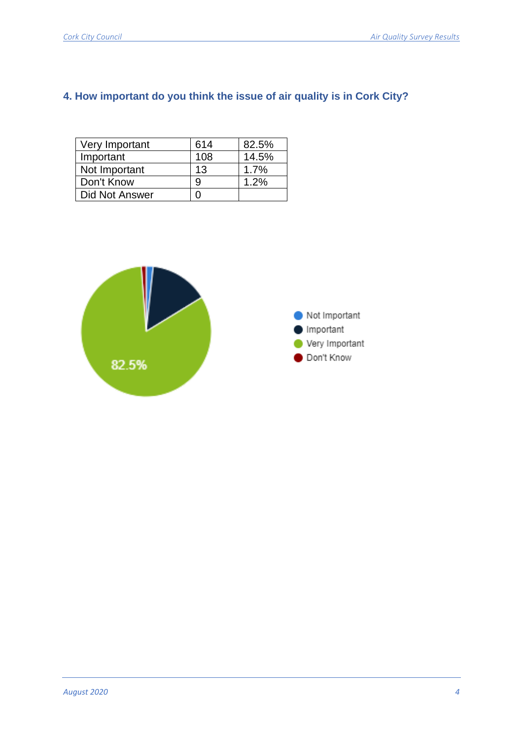## 4. How important do you think the issue of air quality is in Cork City?

| Very Important | 614 | 82.5% |
|---|---|---|
| Important | 108 | 14.5% |
| Not Important | 13 | 1.7% |
| Don't Know | 9 | 1.2% |
| Did Not Answer | 0 | |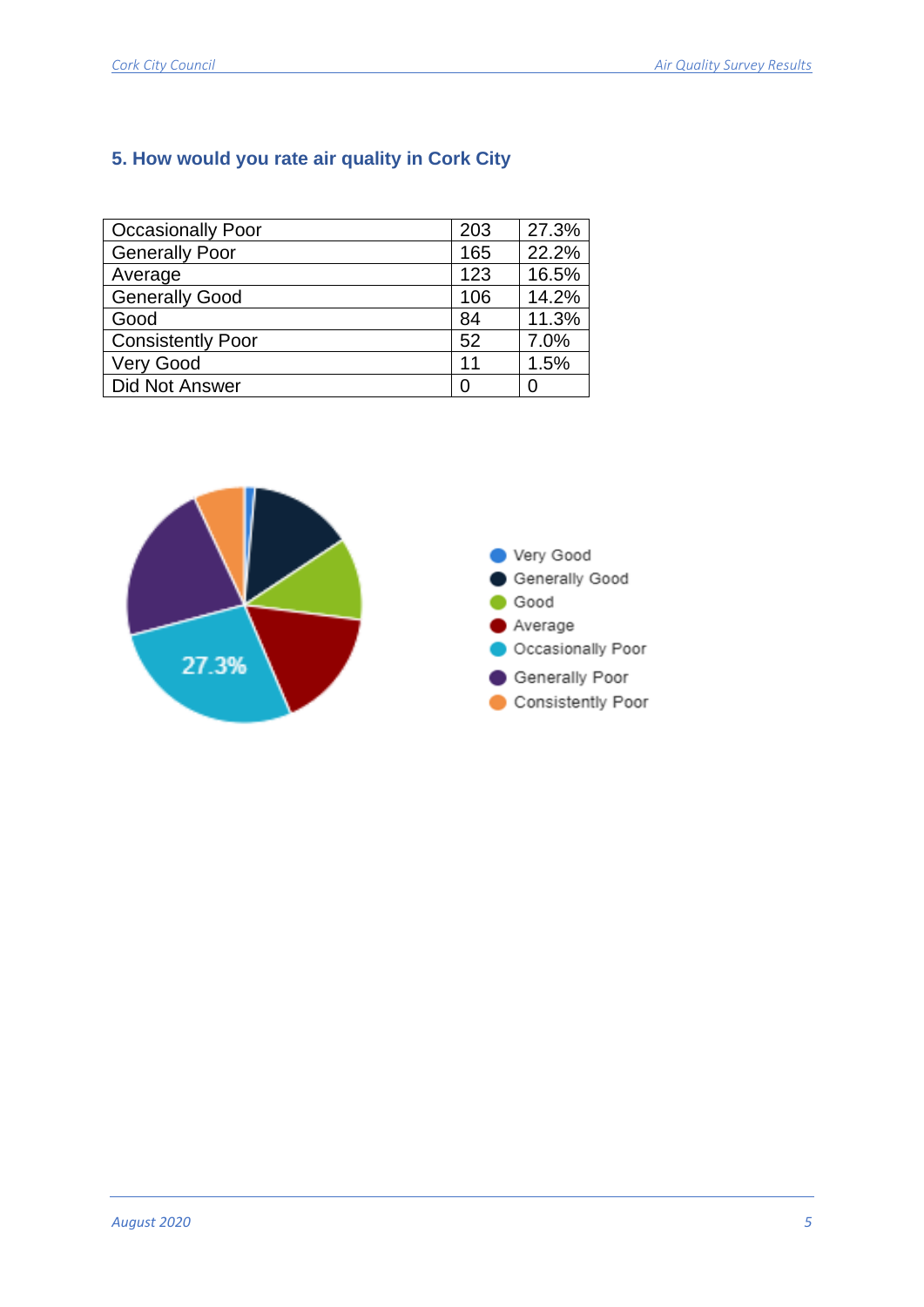### 5. How would you rate air quality in Cork City

| | | |
|---|---|---|
| Occasionally Poor | 203 | 27.3% |
| Generally Poor | 165 | 22.2% |
| Average | 123 | 16.5% |
| Generally Good | 106 | 14.2% |
| Good | 84 | 11.3% |
| Consistently Poor | 52 | 7.0% |
| Very Good | 11 | 1.5% |
| Did Not Answer | 0 | 0 |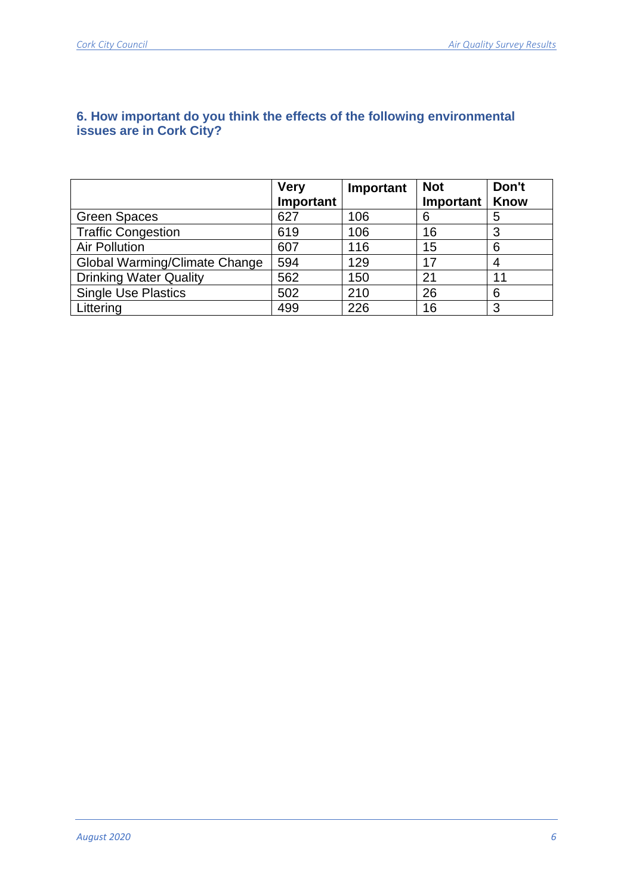### 6. How important do you think the effects of the following environmental issues are in Cork City?

| | Very Important | Important | Not Important | Don't Know |
|---|---|---|---|---|
| Green Spaces | 627 | 106 | 6 | 5 |
| Traffic Congestion | 619 | 106 | 16 | 3 |
| Air Pollution | 607 | 116 | 15 | 6 |
| Global Warming/Climate Change | 594 | 129 | 17 | 4 |
| Drinking Water Quality | 562 | 150 | 21 | 11 |
| Single Use Plastics | 502 | 210 | 26 | 6 |
| Littering | 499 | 226 | 16 | 3 |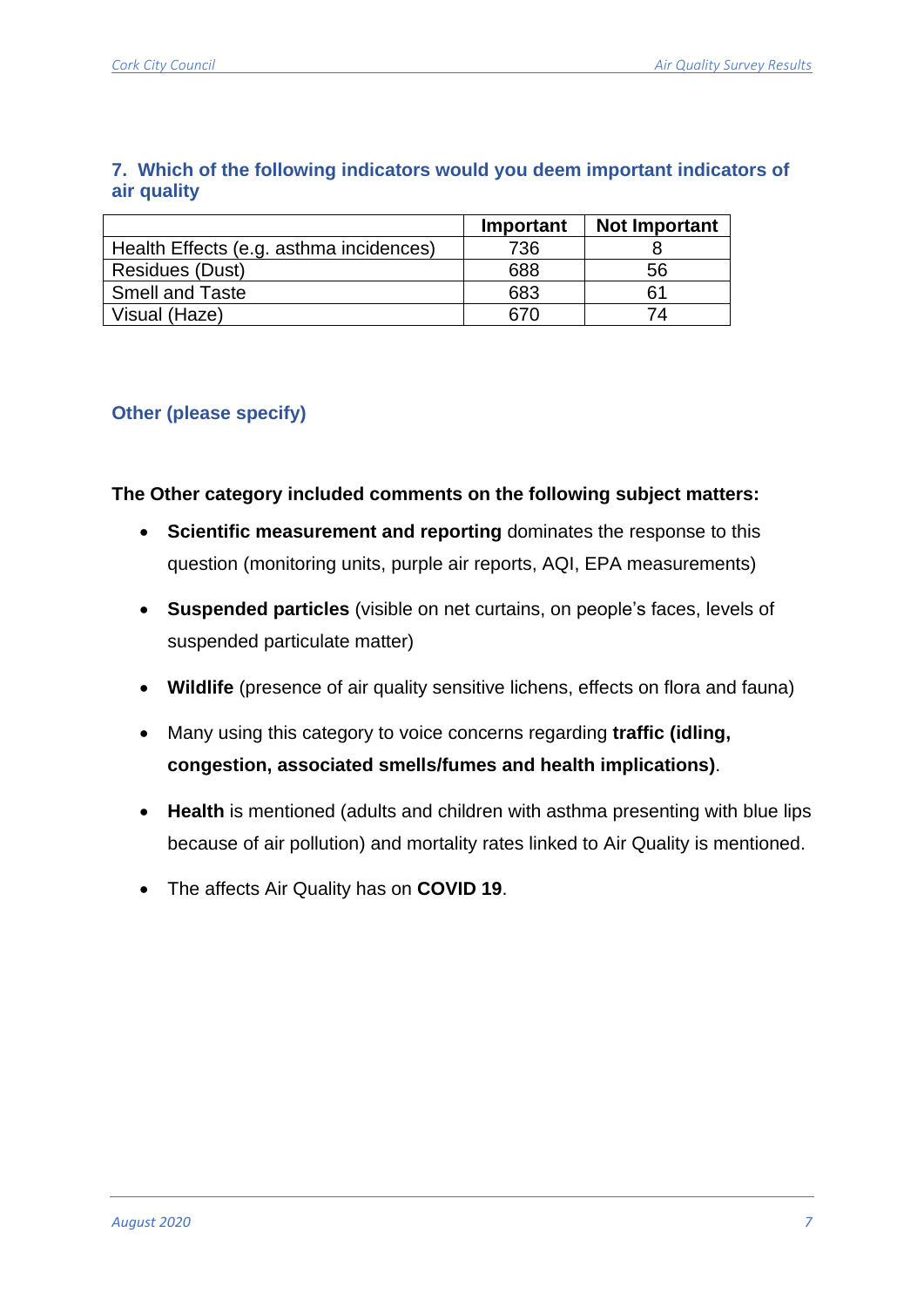## 7. Which of the following indicators would you deem important indicators of air quality

| | Important | Not Important |
|---|---|---|
| Health Effects (e.g. asthma incidences) | 736 | 8 |
| Residues (Dust) | 688 | 56 |
| Smell and Taste | 683 | 61 |
| Visual (Haze) | 670 | 74 |

### Other (please specify)

**The Other category included comments on the following subject matters:**

- **Scientific measurement and reporting** dominates the response to this question (monitoring units, purple air reports, AQI, EPA measurements)
- **Suspended particles** (visible on net curtains, on people's faces, levels of suspended particulate matter)
- **Wildlife** (presence of air quality sensitive lichens, effects on flora and fauna)
- Many using this category to voice concerns regarding **traffic (idling, congestion, associated smells/fumes and health implications)**.
- **Health** is mentioned (adults and children with asthma presenting with blue lips because of air pollution) and mortality rates linked to Air Quality is mentioned.
- The affects Air Quality has on **COVID 19**.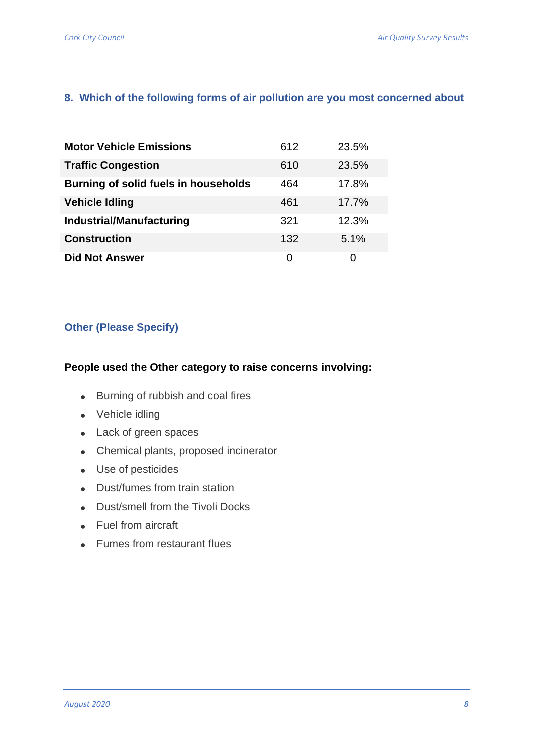## 8. Which of the following forms of air pollution are you most concerned about

| | | |
|---|---|---|
| **Motor Vehicle Emissions** | 612 | 23.5% |
| **Traffic Congestion** | 610 | 23.5% |
| **Burning of solid fuels in households** | 464 | 17.8% |
| **Vehicle Idling** | 461 | 17.7% |
| **Industrial/Manufacturing** | 321 | 12.3% |
| **Construction** | 132 | 5.1% |
| **Did Not Answer** | 0 | 0 |

### Other (Please Specify)

**People used the Other category to raise concerns involving:**

- Burning of rubbish and coal fires
- Vehicle idling
- Lack of green spaces
- Chemical plants, proposed incinerator
- Use of pesticides
- Dust/fumes from train station
- Dust/smell from the Tivoli Docks
- Fuel from aircraft
- Fumes from restaurant flues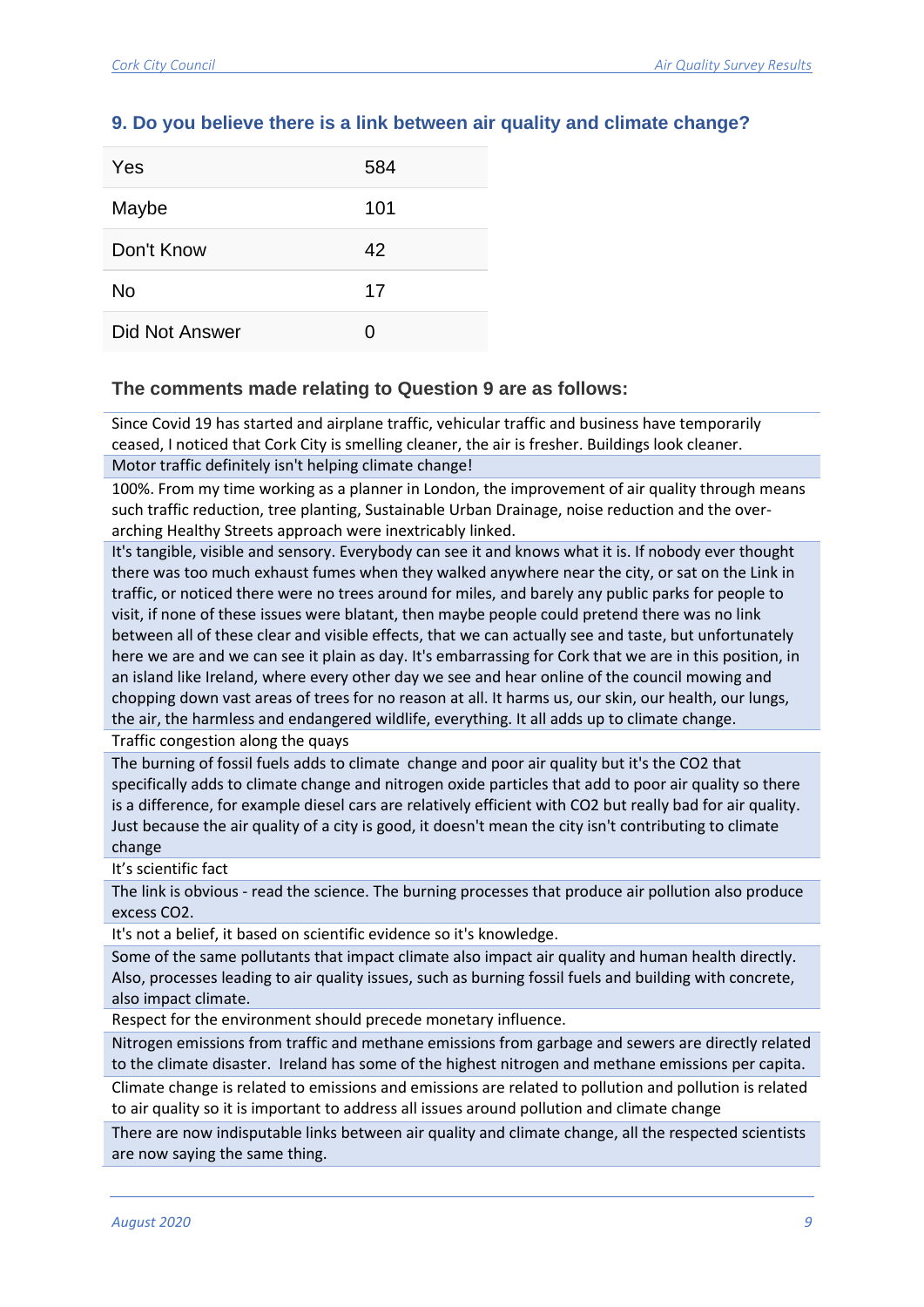## 9. Do you believe there is a link between air quality and climate change?

| | |
|---|---|
| Yes | 584 |
| Maybe | 101 |
| Don't Know | 42 |
| No | 17 |
| Did Not Answer | 0 |

### The comments made relating to Question 9 are as follows:

| |
|---|
| Since Covid 19 has started and airplane traffic, vehicular traffic and business have temporarily ceased, I noticed that Cork City is smelling cleaner, the air is fresher. Buildings look cleaner. |
| Motor traffic definitely isn't helping climate change! |
| 100%. From my time working as a planner in London, the improvement of air quality through means such traffic reduction, tree planting, Sustainable Urban Drainage, noise reduction and the over-arching Healthy Streets approach were inextricably linked. |
| It's tangible, visible and sensory. Everybody can see it and knows what it is. If nobody ever thought there was too much exhaust fumes when they walked anywhere near the city, or sat on the Link in traffic, or noticed there were no trees around for miles, and barely any public parks for people to visit, if none of these issues were blatant, then maybe people could pretend there was no link between all of these clear and visible effects, that we can actually see and taste, but unfortunately here we are and we can see it plain as day. It's embarrassing for Cork that we are in this position, in an island like Ireland, where every other day we see and hear online of the council mowing and chopping down vast areas of trees for no reason at all. It harms us, our skin, our health, our lungs, the air, the harmless and endangered wildlife, everything. It all adds up to climate change. |
| Traffic congestion along the quays |
| The burning of fossil fuels adds to climate change and poor air quality but it's the CO2 that specifically adds to climate change and nitrogen oxide particles that add to poor air quality so there is a difference, for example diesel cars are relatively efficient with CO2 but really bad for air quality. Just because the air quality of a city is good, it doesn't mean the city isn't contributing to climate change |
| It's scientific fact |
| The link is obvious - read the science. The burning processes that produce air pollution also produce excess CO2. |
| It's not a belief, it based on scientific evidence so it's knowledge. |
| Some of the same pollutants that impact climate also impact air quality and human health directly. Also, processes leading to air quality issues, such as burning fossil fuels and building with concrete, also impact climate. |
| Respect for the environment should precede monetary influence. |
| Nitrogen emissions from traffic and methane emissions from garbage and sewers are directly related to the climate disaster. Ireland has some of the highest nitrogen and methane emissions per capita. |
| Climate change is related to emissions and emissions are related to pollution and pollution is related to air quality so it is important to address all issues around pollution and climate change |
| There are now indisputable links between air quality and climate change, all the respected scientists are now saying the same thing. |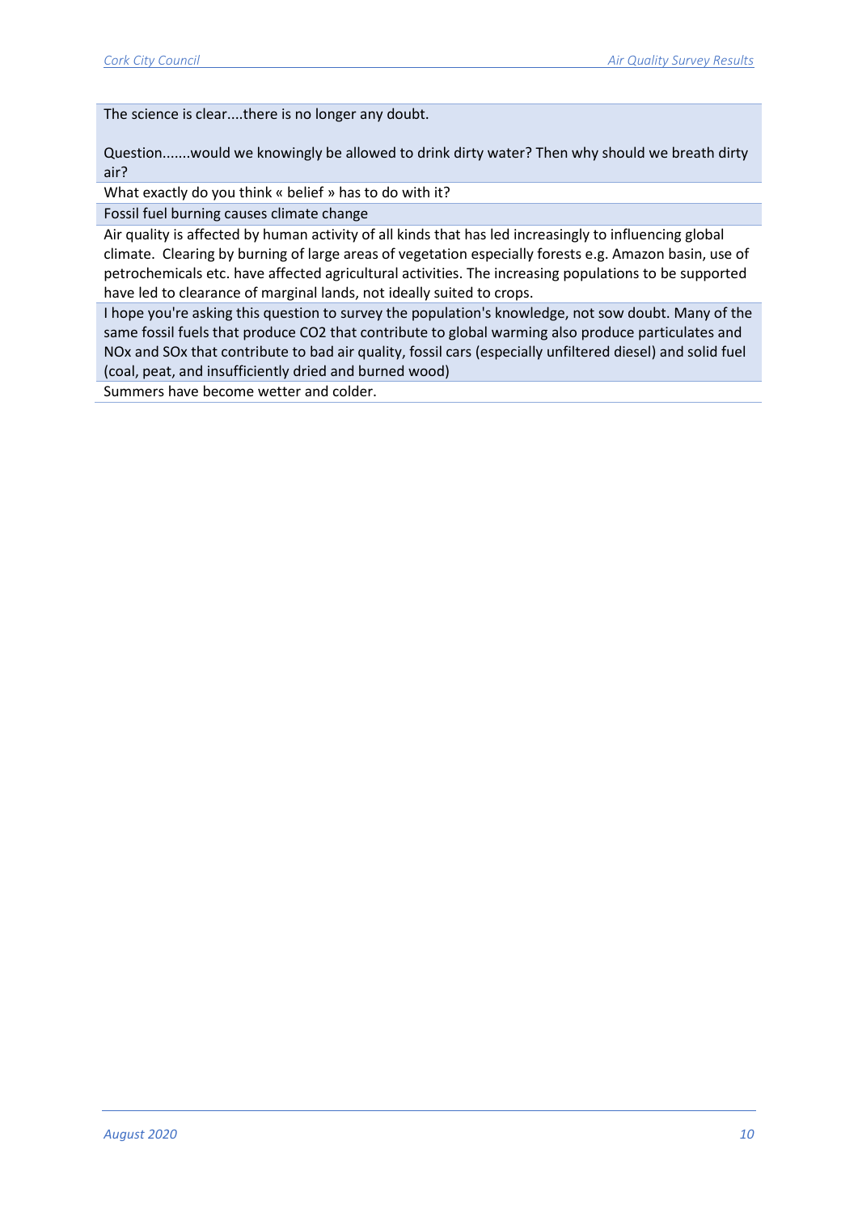| |
|---|
| The science is clear....there is no longer any doubt.<br><br>Question.......would we knowingly be allowed to drink dirty water? Then why should we breath dirty air? |
| What exactly do you think « belief » has to do with it? |
| Fossil fuel burning causes climate change |
| Air quality is affected by human activity of all kinds that has led increasingly to influencing global climate.  Clearing by burning of large areas of vegetation especially forests e.g. Amazon basin, use of petrochemicals etc. have affected agricultural activities. The increasing populations to be supported have led to clearance of marginal lands, not ideally suited to crops. |
| I hope you're asking this question to survey the population's knowledge, not sow doubt. Many of the same fossil fuels that produce CO2 that contribute to global warming also produce particulates and NOx and SOx that contribute to bad air quality, fossil cars (especially unfiltered diesel) and solid fuel (coal, peat, and insufficiently dried and burned wood) |
| Summers have become wetter and colder. |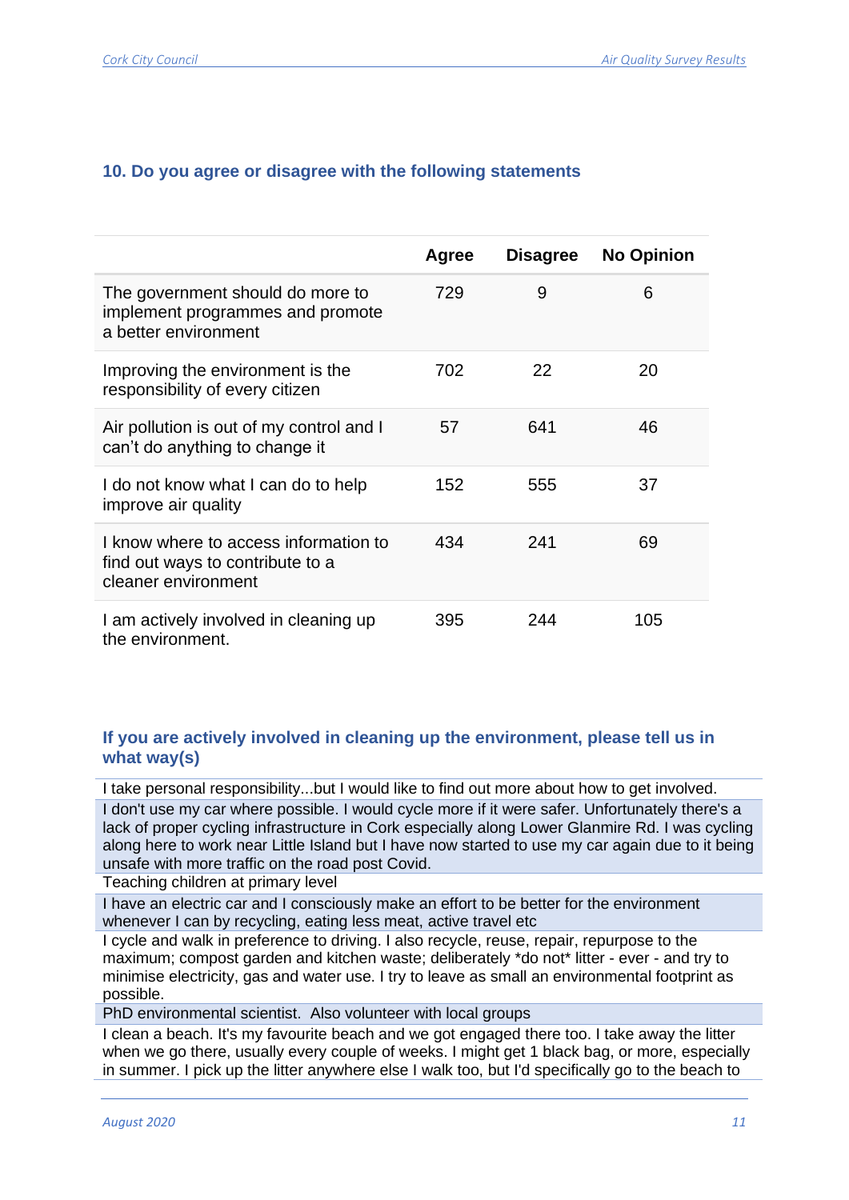### 10. Do you agree or disagree with the following statements

| | Agree | Disagree | No Opinion |
|---|---|---|---|
| The government should do more to implement programmes and promote a better environment | 729 | 9 | 6 |
| Improving the environment is the responsibility of every citizen | 702 | 22 | 20 |
| Air pollution is out of my control and I can't do anything to change it | 57 | 641 | 46 |
| I do not know what I can do to help improve air quality | 152 | 555 | 37 |
| I know where to access information to find out ways to contribute to a cleaner environment | 434 | 241 | 69 |
| I am actively involved in cleaning up the environment. | 395 | 244 | 105 |

### If you are actively involved in cleaning up the environment, please tell us in what way(s)

| |
|---|
| I take personal responsibility...but I would like to find out more about how to get involved. |
| I don't use my car where possible. I would cycle more if it were safer. Unfortunately there's a lack of proper cycling infrastructure in Cork especially along Lower Glanmire Rd. I was cycling along here to work near Little Island but I have now started to use my car again due to it being unsafe with more traffic on the road post Covid. |
| Teaching children at primary level |
| I have an electric car and I consciously make an effort to be better for the environment whenever I can by recycling, eating less meat, active travel etc |
| I cycle and walk in preference to driving. I also recycle, reuse, repair, repurpose to the maximum; compost garden and kitchen waste; deliberately *do not* litter - ever - and try to minimise electricity, gas and water use. I try to leave as small an environmental footprint as possible. |
| PhD environmental scientist. Also volunteer with local groups |
| I clean a beach. It's my favourite beach and we got engaged there too. I take away the litter when we go there, usually every couple of weeks. I might get 1 black bag, or more, especially in summer. I pick up the litter anywhere else I walk too, but I'd specifically go to the beach to |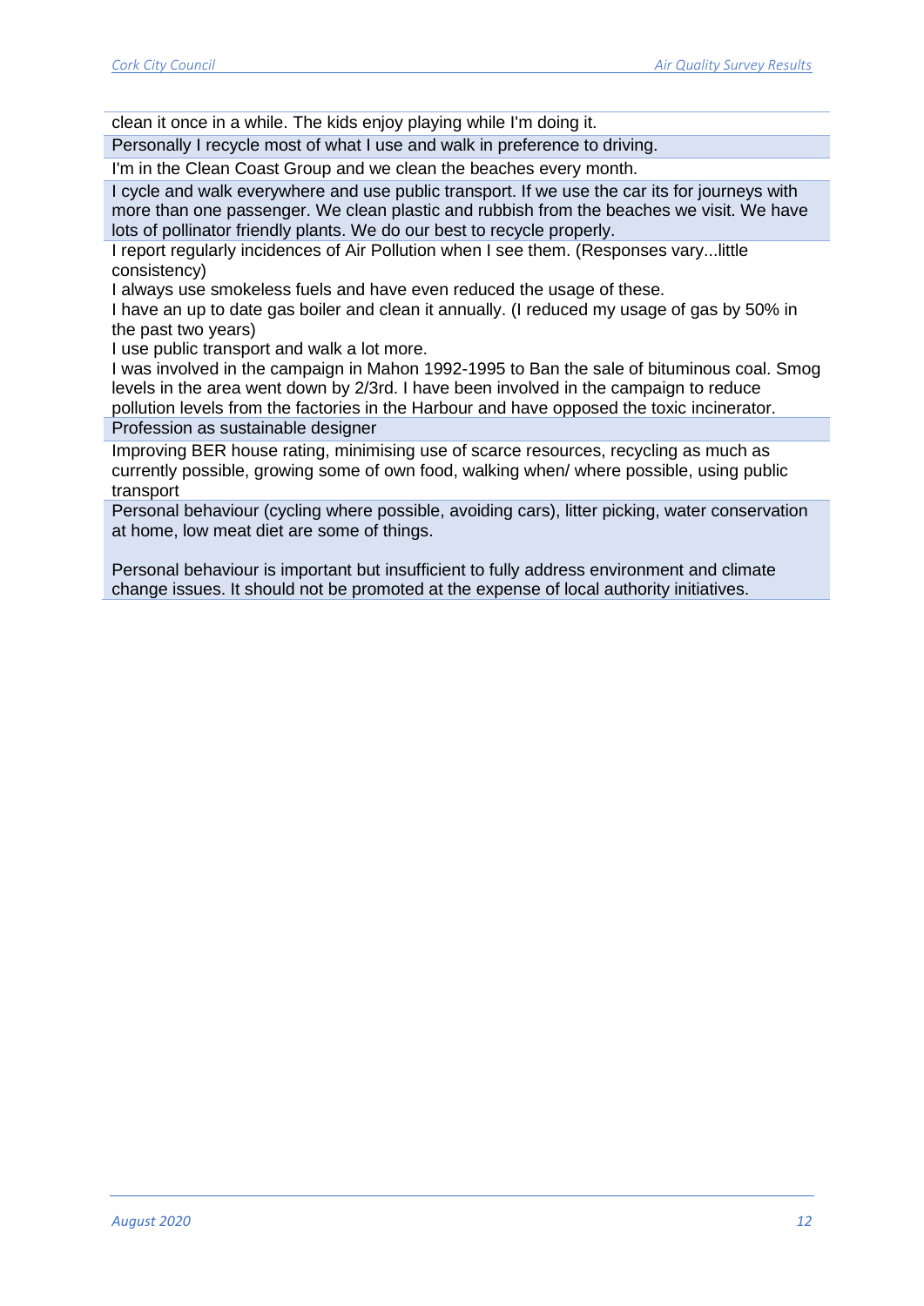| |
|---|
| clean it once in a while. The kids enjoy playing while I'm doing it. |
| Personally I recycle most of what I use and walk in preference to driving. |
| I'm in the Clean Coast Group and we clean the beaches every month. |
| I cycle and walk everywhere and use public transport. If we use the car its for journeys with more than one passenger. We clean plastic and rubbish from the beaches we visit. We have lots of pollinator friendly plants. We do our best to recycle properly. |
| I report regularly incidences of Air Pollution when I see them. (Responses vary...little consistency) I always use smokeless fuels and have even reduced the usage of these. I have an up to date gas boiler and clean it annually. (I reduced my usage of gas by 50% in the past two years) I use public transport and walk a lot more. I was involved in the campaign in Mahon 1992-1995 to Ban the sale of bituminous coal. Smog levels in the area went down by 2/3rd. I have been involved in the campaign to reduce pollution levels from the factories in the Harbour and have opposed the toxic incinerator. |
| Profession as sustainable designer |
| Improving BER house rating, minimising use of scarce resources, recycling as much as currently possible, growing some of own food, walking when/ where possible, using public transport |
| Personal behaviour (cycling where possible, avoiding cars), litter picking, water conservation at home, low meat diet are some of things. Personal behaviour is important but insufficient to fully address environment and climate change issues. It should not be promoted at the expense of local authority initiatives. |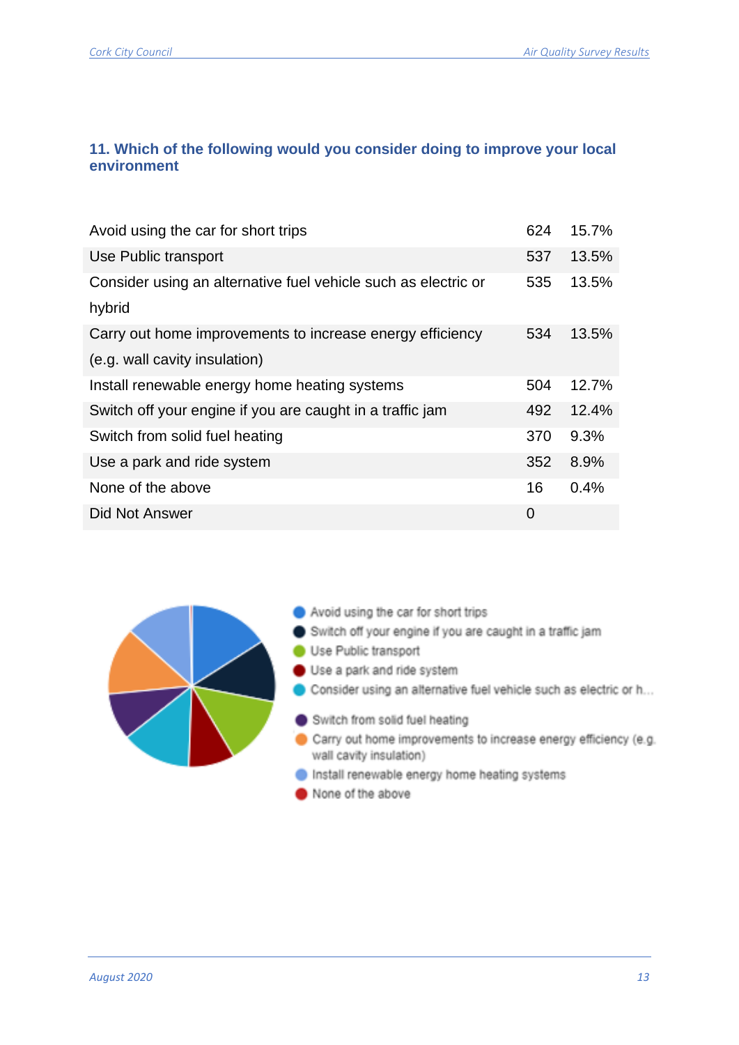### 11. Which of the following would you consider doing to improve your local environment

| Option | Count | Percentage |
|---|---|---|
| Avoid using the car for short trips | 624 | 15.7% |
| Use Public transport | 537 | 13.5% |
| Consider using an alternative fuel vehicle such as electric or hybrid | 535 | 13.5% |
| Carry out home improvements to increase energy efficiency (e.g. wall cavity insulation) | 534 | 13.5% |
| Install renewable energy home heating systems | 504 | 12.7% |
| Switch off your engine if you are caught in a traffic jam | 492 | 12.4% |
| Switch from solid fuel heating | 370 | 9.3% |
| Use a park and ride system | 352 | 8.9% |
| None of the above | 16 | 0.4% |
| Did Not Answer | 0 | |

- Avoid using the car for short trips
- Switch off your engine if you are caught in a traffic jam
- Use Public transport
- Use a park and ride system
- Consider using an alternative fuel vehicle such as electric or h...
- Switch from solid fuel heating
- Carry out home improvements to increase energy efficiency (e.g. wall cavity insulation)
- Install renewable energy home heating systems
- None of the above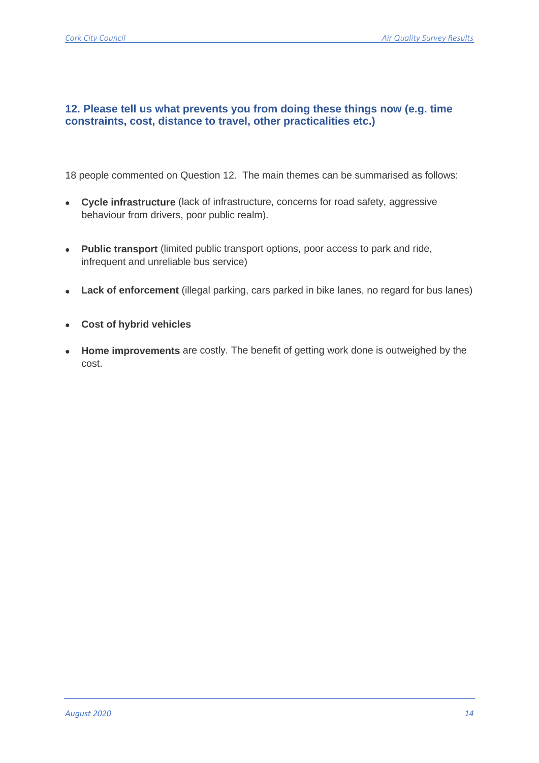## 12. Please tell us what prevents you from doing these things now (e.g. time constraints, cost, distance to travel, other practicalities etc.)

18 people commented on Question 12. The main themes can be summarised as follows:

- **Cycle infrastructure** (lack of infrastructure, concerns for road safety, aggressive behaviour from drivers, poor public realm).
- **Public transport** (limited public transport options, poor access to park and ride, infrequent and unreliable bus service)
- **Lack of enforcement** (illegal parking, cars parked in bike lanes, no regard for bus lanes)
- **Cost of hybrid vehicles**
- **Home improvements** are costly. The benefit of getting work done is outweighed by the cost.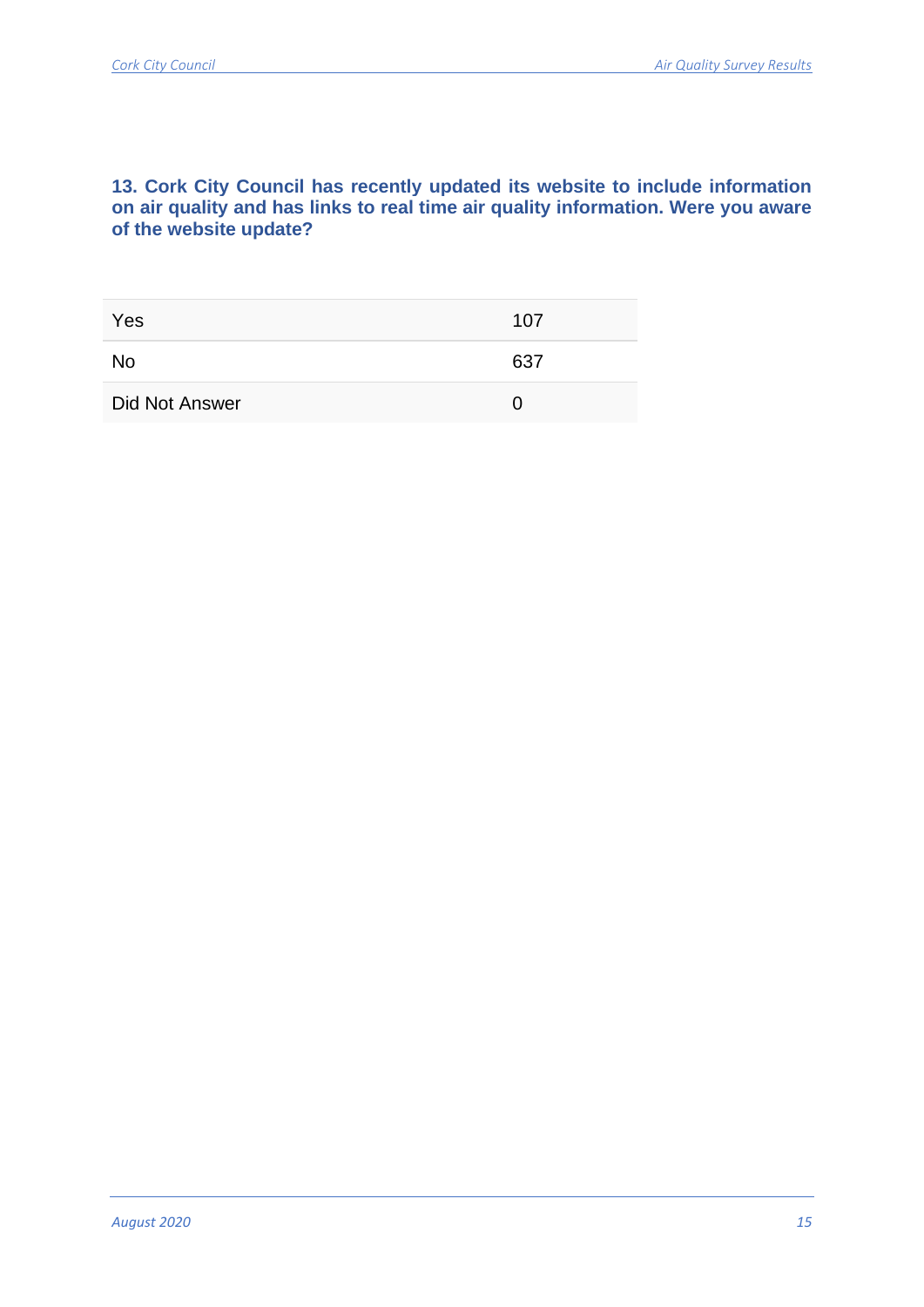### 13. Cork City Council has recently updated its website to include information on air quality and has links to real time air quality information. Were you aware of the website update?

| | |
|---|---|
| Yes | 107 |
| No | 637 |
| Did Not Answer | 0 |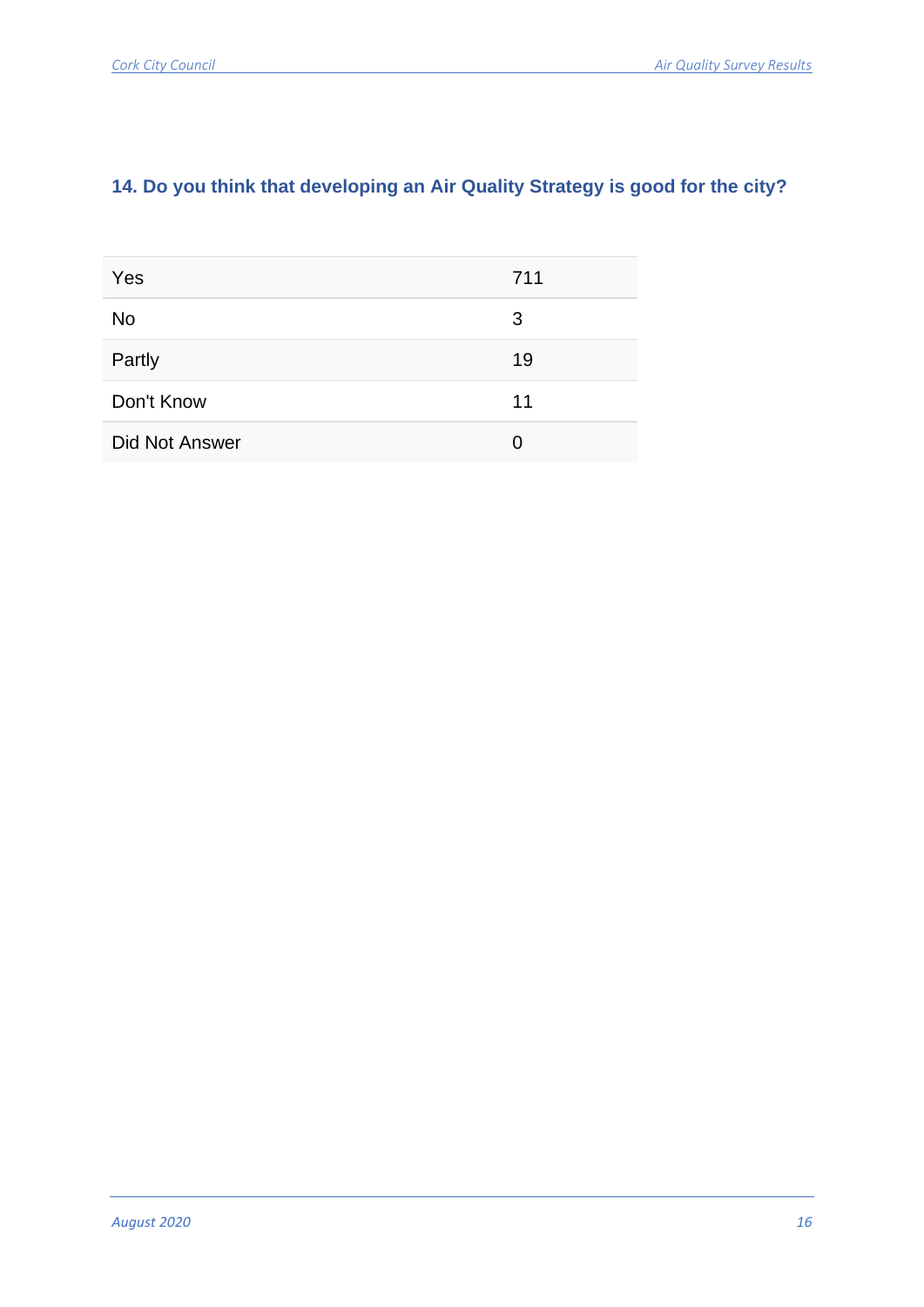### 14. Do you think that developing an Air Quality Strategy is good for the city?

| | |
|---|---|
| Yes | 711 |
| No | 3 |
| Partly | 19 |
| Don't Know | 11 |
| Did Not Answer | 0 |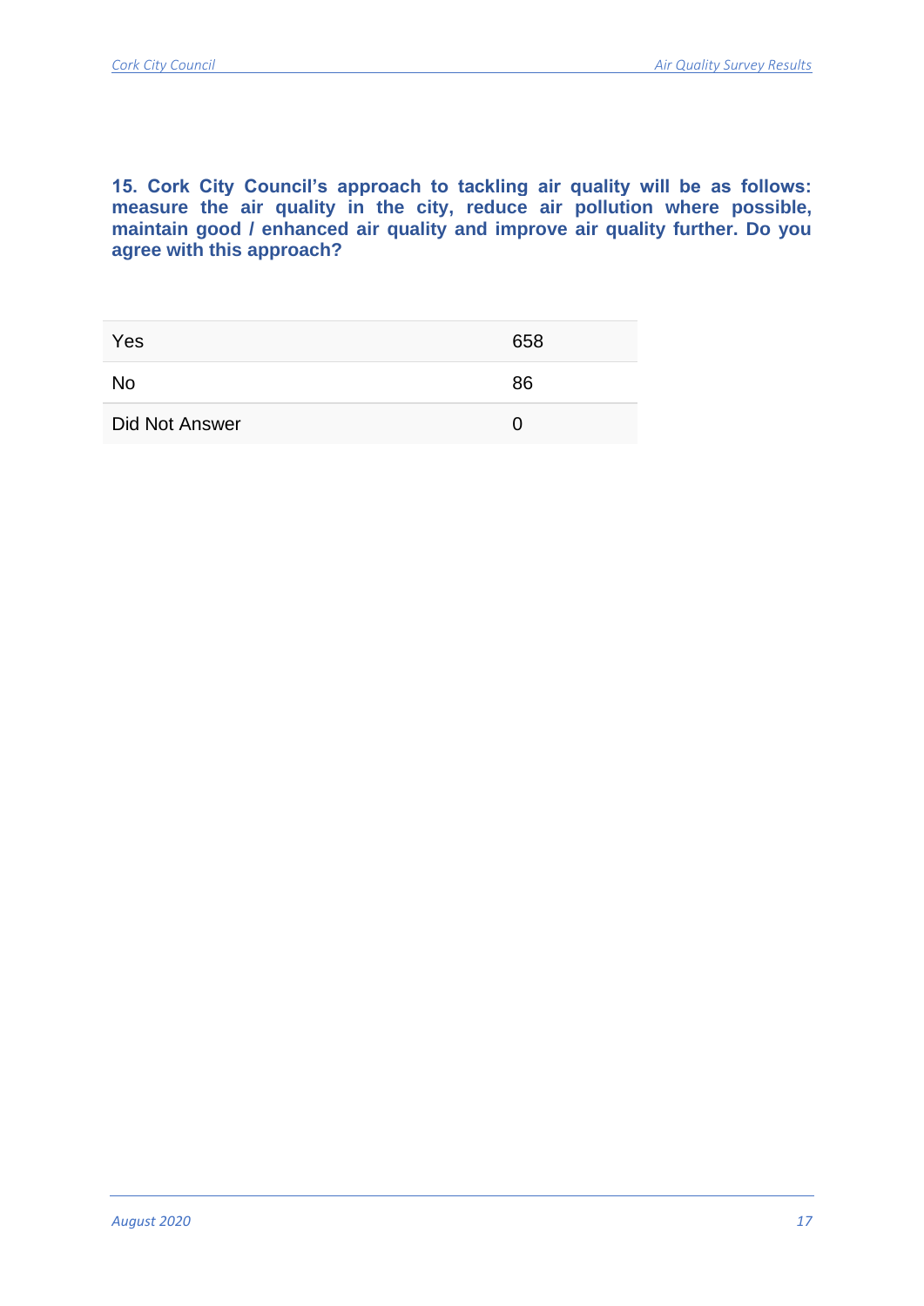**15. Cork City Council's approach to tackling air quality will be as follows: measure the air quality in the city, reduce air pollution where possible, maintain good / enhanced air quality and improve air quality further. Do you agree with this approach?**

| | |
|---|---|
| Yes | 658 |
| No | 86 |
| Did Not Answer | 0 |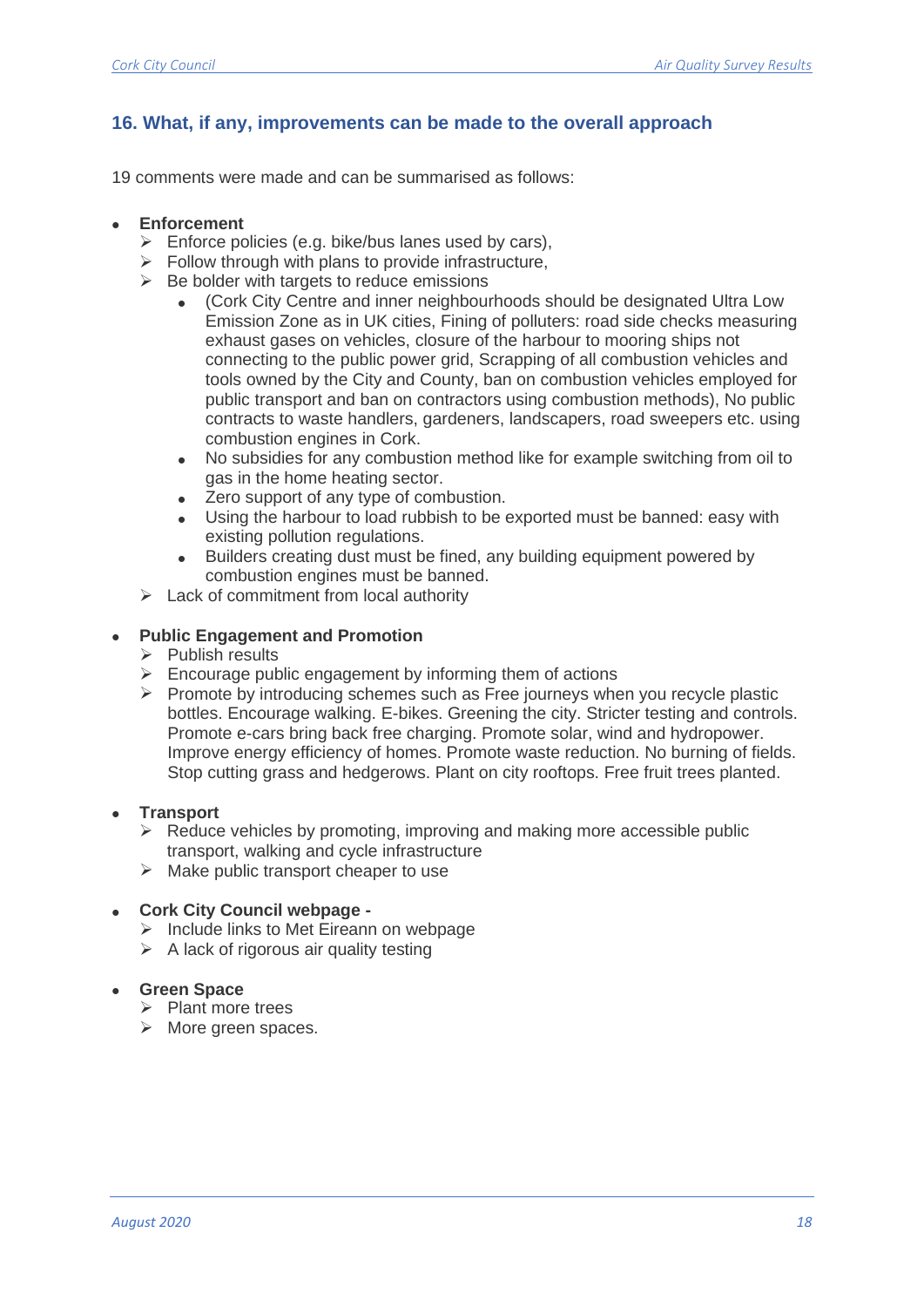## 16. What, if any, improvements can be made to the overall approach

19 comments were made and can be summarised as follows:

- **Enforcement**
  - Enforce policies (e.g. bike/bus lanes used by cars),
  - Follow through with plans to provide infrastructure,
  - Be bolder with targets to reduce emissions
    - (Cork City Centre and inner neighbourhoods should be designated Ultra Low Emission Zone as in UK cities, Fining of polluters: road side checks measuring exhaust gases on vehicles, closure of the harbour to mooring ships not connecting to the public power grid, Scrapping of all combustion vehicles and tools owned by the City and County, ban on combustion vehicles employed for public transport and ban on contractors using combustion methods), No public contracts to waste handlers, gardeners, landscapers, road sweepers etc. using combustion engines in Cork.
    - No subsidies for any combustion method like for example switching from oil to gas in the home heating sector.
    - Zero support of any type of combustion.
    - Using the harbour to load rubbish to be exported must be banned: easy with existing pollution regulations.
    - Builders creating dust must be fined, any building equipment powered by combustion engines must be banned.
  - Lack of commitment from local authority

- **Public Engagement and Promotion**
  - Publish results
  - Encourage public engagement by informing them of actions
  - Promote by introducing schemes such as Free journeys when you recycle plastic bottles. Encourage walking. E-bikes. Greening the city. Stricter testing and controls. Promote e-cars bring back free charging. Promote solar, wind and hydropower. Improve energy efficiency of homes. Promote waste reduction. No burning of fields. Stop cutting grass and hedgerows. Plant on city rooftops. Free fruit trees planted.

- **Transport**
  - Reduce vehicles by promoting, improving and making more accessible public transport, walking and cycle infrastructure
  - Make public transport cheaper to use

- **Cork City Council webpage -**
  - Include links to Met Eireann on webpage
  - A lack of rigorous air quality testing

- **Green Space**
  - Plant more trees
  - More green spaces.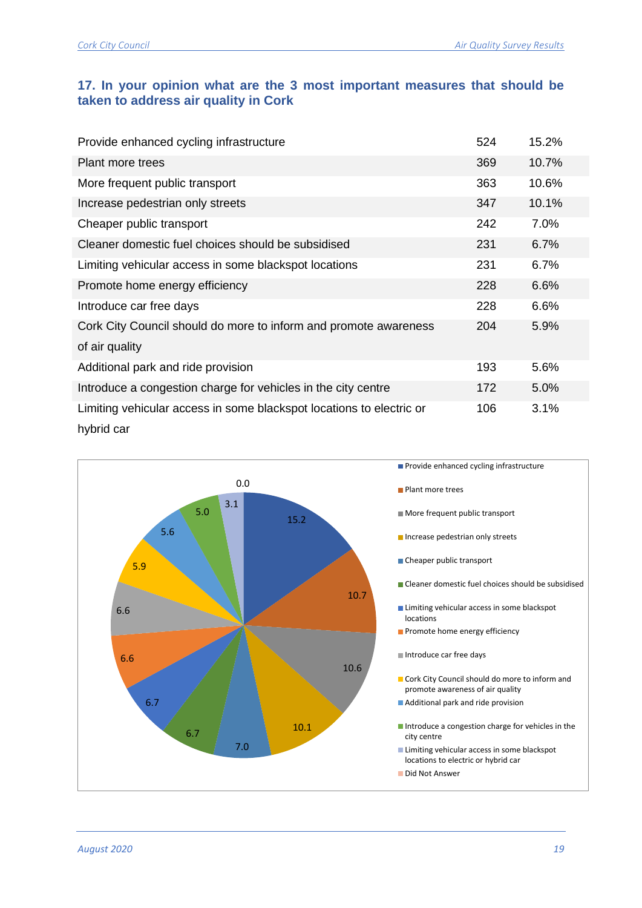### 17. In your opinion what are the 3 most important measures that should be taken to address air quality in Cork

| Measure | Count | Percentage |
|---|---|---|
| Provide enhanced cycling infrastructure | 524 | 15.2% |
| Plant more trees | 369 | 10.7% |
| More frequent public transport | 363 | 10.6% |
| Increase pedestrian only streets | 347 | 10.1% |
| Cheaper public transport | 242 | 7.0% |
| Cleaner domestic fuel choices should be subsidised | 231 | 6.7% |
| Limiting vehicular access in some blackspot locations | 231 | 6.7% |
| Promote home energy efficiency | 228 | 6.6% |
| Introduce car free days | 228 | 6.6% |
| Cork City Council should do more to inform and promote awareness of air quality | 204 | 5.9% |
| Additional park and ride provision | 193 | 5.6% |
| Introduce a congestion charge for vehicles in the city centre | 172 | 5.0% |
| Limiting vehicular access in some blackspot locations to electric or hybrid car | 106 | 3.1% |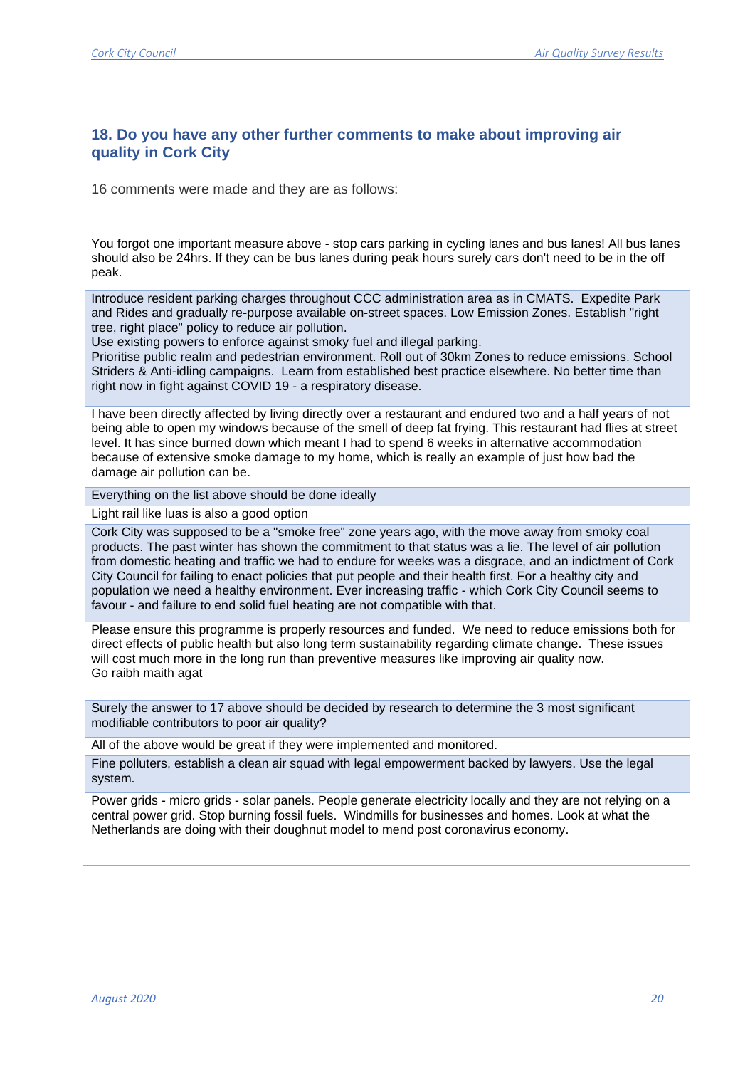## 18. Do you have any other further comments to make about improving air quality in Cork City

16 comments were made and they are as follows:

| |
|---|
| You forgot one important measure above - stop cars parking in cycling lanes and bus lanes! All bus lanes should also be 24hrs. If they can be bus lanes during peak hours surely cars don't need to be in the off peak. |
| Introduce resident parking charges throughout CCC administration area as in CMATS. Expedite Park and Rides and gradually re-purpose available on-street spaces. Low Emission Zones. Establish "right tree, right place" policy to reduce air pollution.<br>Use existing powers to enforce against smoky fuel and illegal parking.<br>Prioritise public realm and pedestrian environment. Roll out of 30km Zones to reduce emissions. School Striders & Anti-idling campaigns. Learn from established best practice elsewhere. No better time than right now in fight against COVID 19 - a respiratory disease. |
| I have been directly affected by living directly over a restaurant and endured two and a half years of not being able to open my windows because of the smell of deep fat frying. This restaurant had flies at street level. It has since burned down which meant I had to spend 6 weeks in alternative accommodation because of extensive smoke damage to my home, which is really an example of just how bad the damage air pollution can be. |
| Everything on the list above should be done ideally |
| Light rail like luas is also a good option |
| Cork City was supposed to be a "smoke free" zone years ago, with the move away from smoky coal products. The past winter has shown the commitment to that status was a lie. The level of air pollution from domestic heating and traffic we had to endure for weeks was a disgrace, and an indictment of Cork City Council for failing to enact policies that put people and their health first. For a healthy city and population we need a healthy environment. Ever increasing traffic - which Cork City Council seems to favour - and failure to end solid fuel heating are not compatible with that. |
| Please ensure this programme is properly resources and funded. We need to reduce emissions both for direct effects of public health but also long term sustainability regarding climate change. These issues will cost much more in the long run than preventive measures like improving air quality now.<br>Go raibh maith agat |
| Surely the answer to 17 above should be decided by research to determine the 3 most significant modifiable contributors to poor air quality? |
| All of the above would be great if they were implemented and monitored. |
| Fine polluters, establish a clean air squad with legal empowerment backed by lawyers. Use the legal system. |
| Power grids - micro grids - solar panels. People generate electricity locally and they are not relying on a central power grid. Stop burning fossil fuels. Windmills for businesses and homes. Look at what the Netherlands are doing with their doughnut model to mend post coronavirus economy. |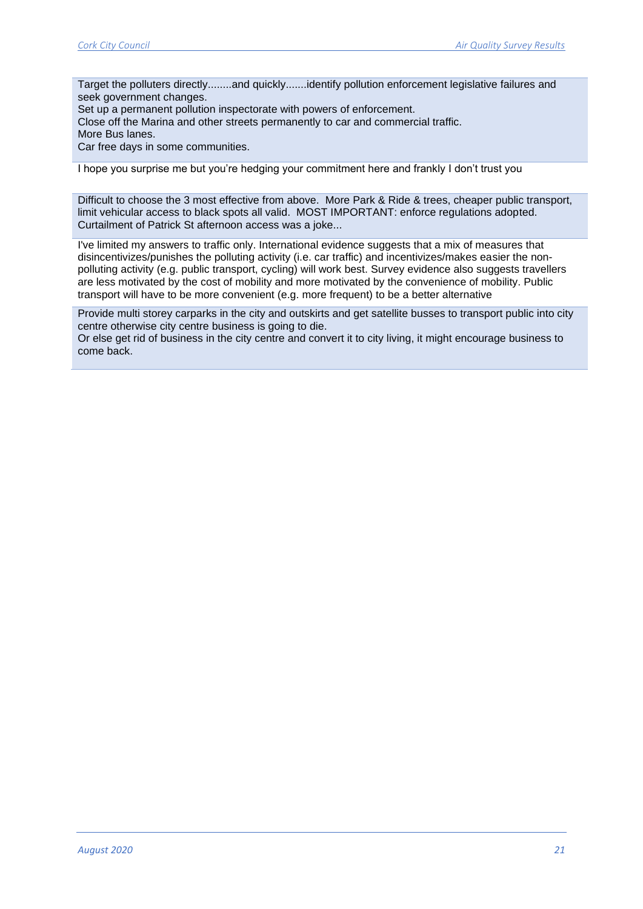Target the polluters directly........and quickly.......identify pollution enforcement legislative failures and seek government changes.
Set up a permanent pollution inspectorate with powers of enforcement.
Close off the Marina and other streets permanently to car and commercial traffic.
More Bus lanes.
Car free days in some communities.

I hope you surprise me but you're hedging your commitment here and frankly I don't trust you

Difficult to choose the 3 most effective from above. More Park & Ride & trees, cheaper public transport, limit vehicular access to black spots all valid. MOST IMPORTANT: enforce regulations adopted. Curtailment of Patrick St afternoon access was a joke...

I've limited my answers to traffic only. International evidence suggests that a mix of measures that disincentivizes/punishes the polluting activity (i.e. car traffic) and incentivizes/makes easier the non-polluting activity (e.g. public transport, cycling) will work best. Survey evidence also suggests travellers are less motivated by the cost of mobility and more motivated by the convenience of mobility. Public transport will have to be more convenient (e.g. more frequent) to be a better alternative

Provide multi storey carparks in the city and outskirts and get satellite busses to transport public into city centre otherwise city centre business is going to die.
Or else get rid of business in the city centre and convert it to city living, it might encourage business to come back.